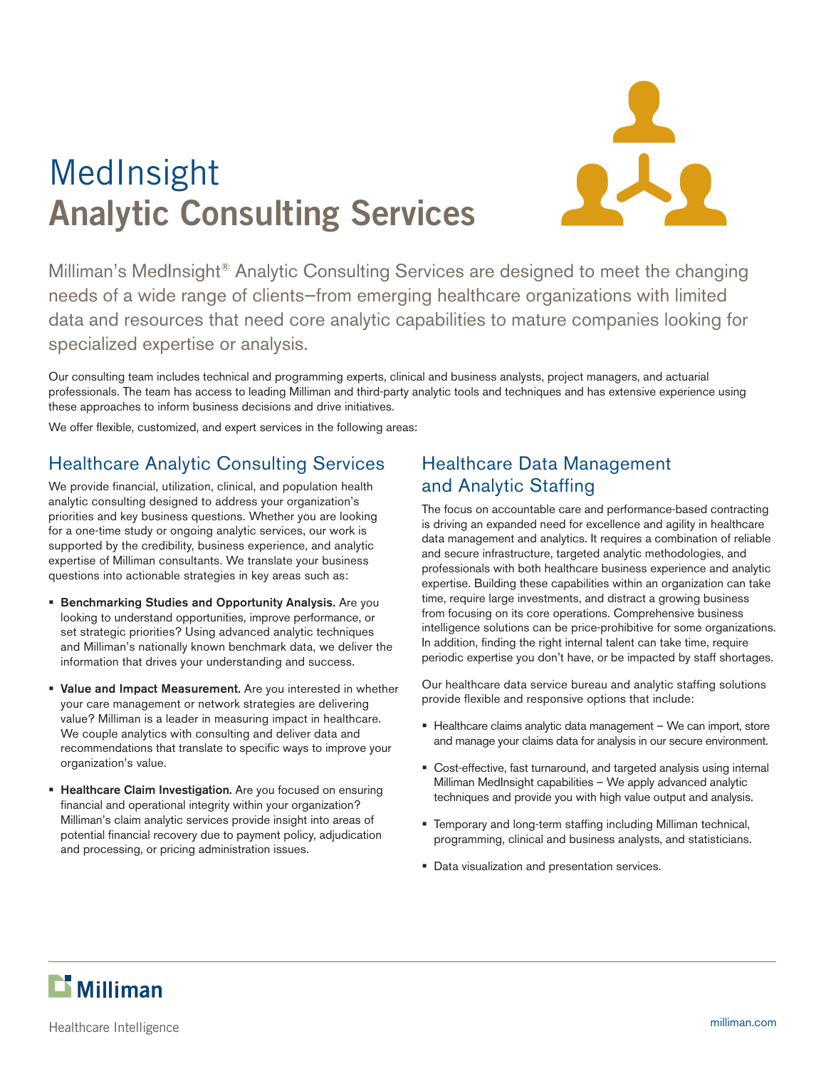# MedInsight Analytic Consulting Services

Milliman's MedInsight® Analytic Consulting Services are designed to meet the changing needs of a wide range of clients—from emerging healthcare organizations with limited data and resources that need core analytic capabilities to mature companies looking for specialized expertise or analysis.

Our consulting team includes technical and programming experts, clinical and business analysts, project managers, and actuarial professionals. The team has access to leading Milliman and third-party analytic tools and techniques and has extensive experience using these approaches to inform business decisions and drive initiatives.

We offer flexible, customized, and expert services in the following areas:

## Healthcare Analytic Consulting Services

We provide financial, utilization, clinical, and population health analytic consulting designed to address your organization's priorities and key business questions. Whether you are looking for a one-time study or ongoing analytic services, our work is supported by the credibility, business experience, and analytic expertise of Milliman consultants. We translate your business questions into actionable strategies in key areas such as:

- **Benchmarking Studies and Opportunity Analysis.** Are you looking to understand opportunities, improve performance, or set strategic priorities? Using advanced analytic techniques and Milliman's nationally known benchmark data, we deliver the information that drives your understanding and success.
- **Value and Impact Measurement.** Are you interested in whether your care management or network strategies are delivering value? Milliman is a leader in measuring impact in healthcare. We couple analytics with consulting and deliver data and recommendations that translate to specific ways to improve your organization's value.
- **Healthcare Claim Investigation.** Are you focused on ensuring financial and operational integrity within your organization? Milliman's claim analytic services provide insight into areas of potential financial recovery due to payment policy, adjudication and processing, or pricing administration issues.

## Healthcare Data Management and Analytic Staffing

The focus on accountable care and performance-based contracting is driving an expanded need for excellence and agility in healthcare data management and analytics. It requires a combination of reliable and secure infrastructure, targeted analytic methodologies, and professionals with both healthcare business experience and analytic expertise. Building these capabilities within an organization can take time, require large investments, and distract a growing business from focusing on its core operations. Comprehensive business intelligence solutions can be price-prohibitive for some organizations. In addition, finding the right internal talent can take time, require periodic expertise you don't have, or be impacted by staff shortages.

Our healthcare data service bureau and analytic staffing solutions provide flexible and responsive options that include:

- Healthcare claims analytic data management – We can import, store and manage your claims data for analysis in our secure environment.
- Cost-effective, fast turnaround, and targeted analysis using internal Milliman MedInsight capabilities – We apply advanced analytic techniques and provide you with high value output and analysis.
- Temporary and long-term staffing including Milliman technical, programming, clinical and business analysts, and statisticians.
- Data visualization and presentation services.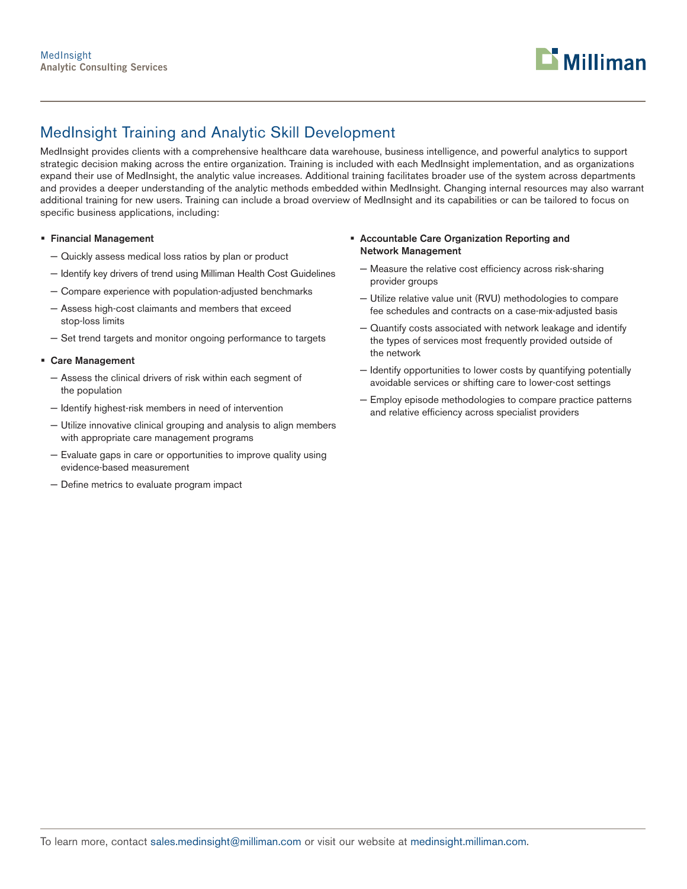# MedInsight Training and Analytic Skill Development

MedInsight provides clients with a comprehensive healthcare data warehouse, business intelligence, and powerful analytics to support strategic decision making across the entire organization. Training is included with each MedInsight implementation, and as organizations expand their use of MedInsight, the analytic value increases. Additional training facilitates broader use of the system across departments and provides a deeper understanding of the analytic methods embedded within MedInsight. Changing internal resources may also warrant additional training for new users. Training can include a broad overview of MedInsight and its capabilities or can be tailored to focus on specific business applications, including:

- **Financial Management**
  - Quickly assess medical loss ratios by plan or product
  - Identify key drivers of trend using Milliman Health Cost Guidelines
  - Compare experience with population-adjusted benchmarks
  - Assess high-cost claimants and members that exceed stop-loss limits
  - Set trend targets and monitor ongoing performance to targets
- **Care Management**
  - Assess the clinical drivers of risk within each segment of the population
  - Identify highest-risk members in need of intervention
  - Utilize innovative clinical grouping and analysis to align members with appropriate care management programs
  - Evaluate gaps in care or opportunities to improve quality using evidence-based measurement
  - Define metrics to evaluate program impact
- **Accountable Care Organization Reporting and Network Management**
  - Measure the relative cost efficiency across risk-sharing provider groups
  - Utilize relative value unit (RVU) methodologies to compare fee schedules and contracts on a case-mix-adjusted basis
  - Quantify costs associated with network leakage and identify the types of services most frequently provided outside of the network
  - Identify opportunities to lower costs by quantifying potentially avoidable services or shifting care to lower-cost settings
  - Employ episode methodologies to compare practice patterns and relative efficiency across specialist providers

To learn more, contact sales.medinsight@milliman.com or visit our website at medinsight.milliman.com.